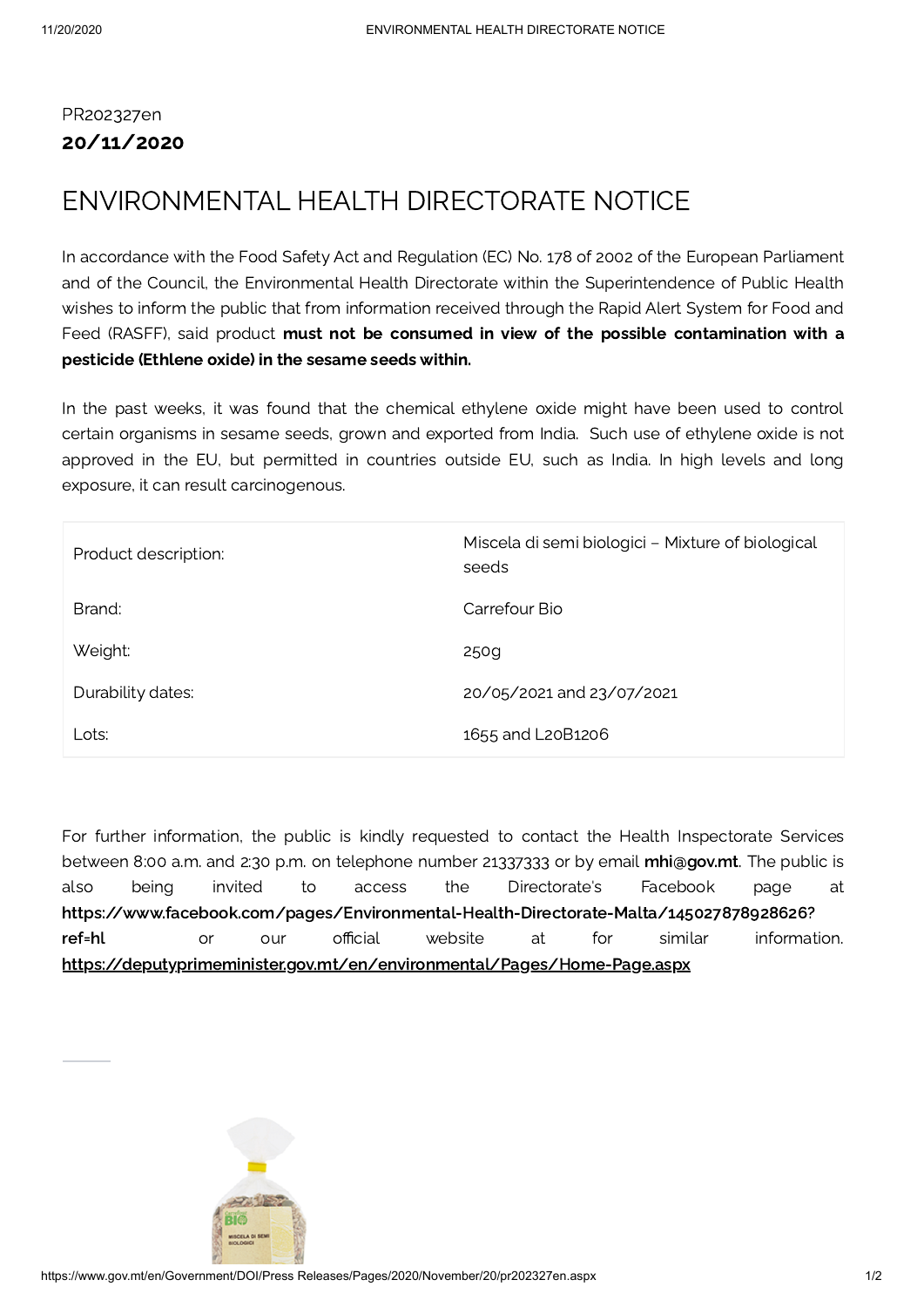PR202327en

**20/11/2020**

# ENVIRONMENTAL HEALTH DIRECTORATE NOTICE

In accordance with the Food Safety Act and Regulation (EC) No. 178 of 2002 of the European Parliament and of the Council, the Environmental Health Directorate within the Superintendence of Public Health wishes to inform the public that from information received through the Rapid Alert System for Food and Feed (RASFF), said product **must not be consumed in view of the possible contamination with a pesticide (Ethlene oxide) in the sesame seeds within.**

In the past weeks, it was found that the chemical ethylene oxide might have been used to control certain organisms in sesame seeds, grown and exported from India. Such use of ethylene oxide is not approved in the EU, but permitted in countries outside EU, such as India. In high levels and long exposure, it can result carcinogenous.

| | |
|---|---|
| Product description: | Miscela di semi biologici – Mixture of biological seeds |
| Brand: | Carrefour Bio |
| Weight: | 250g |
| Durability dates: | 20/05/2021 and 23/07/2021 |
| Lots: | 1655 and L20B1206 |

For further information, the public is kindly requested to contact the Health Inspectorate Services between 8:00 a.m. and 2:30 p.m. on telephone number 21337333 or by email **mhi@gov.mt**. The public is also being invited to access the Directorate's Facebook page at **https://www.facebook.com/pages/Environmental-Health-Directorate-Malta/145027878928626?ref=hl** or our official website at for similar information. **https://deputyprimeminister.gov.mt/en/environmental/Pages/Home-Page.aspx**